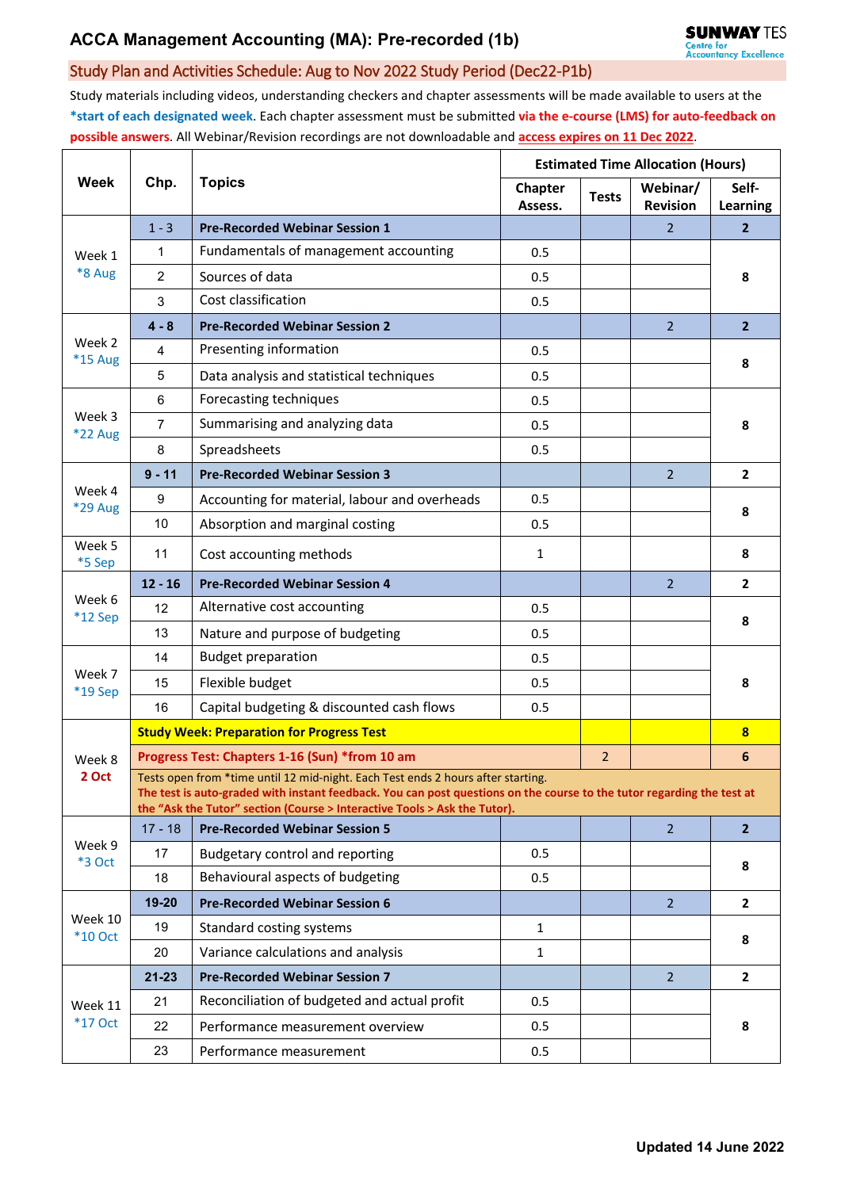# ACCA Management Accounting (MA): Pre-recorded (1b)

SUNWAY TES Centre for Accountancy Excellence

## Study Plan and Activities Schedule: Aug to Nov 2022 Study Period (Dec22-P1b)

Study materials including videos, understanding checkers and chapter assessments will be made available to users at the **\*start of each designated week**. Each chapter assessment must be submitted **via the e-course (LMS) for auto-feedback on possible answers**. All Webinar/Revision recordings are not downloadable and access expires on 11 Dec 2022.

| Week | Chp. | Topics | Estimated Time Allocation (Hours) | | | |
|---|---|---|---|---|---|---|
| | | | Chapter Assess. | Tests | Webinar/ Revision | Self-Learning |
| Week 1 *8 Aug | 1 - 3 | **Pre-Recorded Webinar Session 1** | | | 2 | **2** |
| | 1 | Fundamentals of management accounting | 0.5 | | | **8** |
| | 2 | Sources of data | 0.5 | | | |
| | 3 | Cost classification | 0.5 | | | |
| Week 2 *15 Aug | **4 - 8** | **Pre-Recorded Webinar Session 2** | | | 2 | **2** |
| | 4 | Presenting information | 0.5 | | | **8** |
| | 5 | Data analysis and statistical techniques | 0.5 | | | |
| Week 3 *22 Aug | 6 | Forecasting techniques | 0.5 | | | **8** |
| | 7 | Summarising and analyzing data | 0.5 | | | |
| | 8 | Spreadsheets | 0.5 | | | |
| Week 4 *29 Aug | **9 - 11** | **Pre-Recorded Webinar Session 3** | | | 2 | **2** |
| | 9 | Accounting for material, labour and overheads | 0.5 | | | **8** |
| | 10 | Absorption and marginal costing | 0.5 | | | |
| Week 5 *5 Sep | 11 | Cost accounting methods | 1 | | | **8** |
| Week 6 *12 Sep | **12 - 16** | **Pre-Recorded Webinar Session 4** | | | 2 | **2** |
| | 12 | Alternative cost accounting | 0.5 | | | **8** |
| | 13 | Nature and purpose of budgeting | 0.5 | | | |
| Week 7 *19 Sep | 14 | Budget preparation | 0.5 | | | **8** |
| | 15 | Flexible budget | 0.5 | | | |
| | 16 | Capital budgeting & discounted cash flows | 0.5 | | | |
| Week 8 **2 Oct** | **Study Week: Preparation for Progress Test** | | | | | **8** |
| | **Progress Test: Chapters 1-16 (Sun) *from 10 am** | | | 2 | | **6** |
| | Tests open from *time until 12 mid-night. Each Test ends 2 hours after starting. **The test is auto-graded with instant feedback. You can post questions on the course to the tutor regarding the test at the "Ask the Tutor" section (Course > Interactive Tools > Ask the Tutor).** | | | | | |
| Week 9 *3 Oct | 17 - 18 | **Pre-Recorded Webinar Session 5** | | | 2 | **2** |
| | 17 | Budgetary control and reporting | 0.5 | | | **8** |
| | 18 | Behavioural aspects of budgeting | 0.5 | | | |
| Week 10 *10 Oct | **19-20** | **Pre-Recorded Webinar Session 6** | | | 2 | **2** |
| | 19 | Standard costing systems | 1 | | | **8** |
| | 20 | Variance calculations and analysis | 1 | | | |
| Week 11 *17 Oct | **21-23** | **Pre-Recorded Webinar Session 7** | | | 2 | **2** |
| | 21 | Reconciliation of budgeted and actual profit | 0.5 | | | **8** |
| | 22 | Performance measurement overview | 0.5 | | | |
| | 23 | Performance measurement | 0.5 | | | |

**Updated 14 June 2022**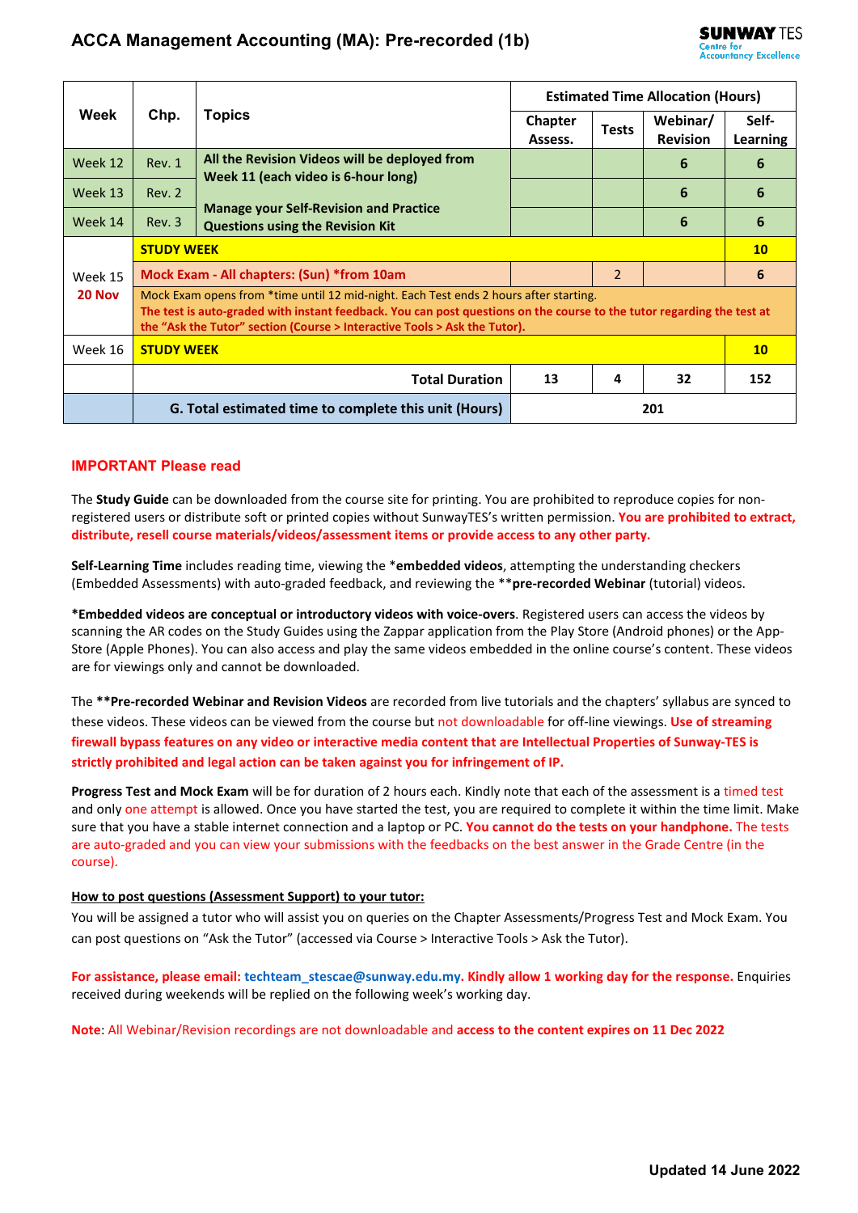# ACCA Management Accounting (MA): Pre-recorded (1b)

| Week | Chp. | Topics | Estimated Time Allocation (Hours) | | | |
|---|---|---|---|---|---|---|
| | | | Chapter Assess. | Tests | Webinar/ Revision | Self-Learning |
| Week 12 | Rev. 1 | All the Revision Videos will be deployed from Week 11 (each video is 6-hour long) | | | 6 | 6 |
| Week 13 | Rev. 2 | | | | 6 | 6 |
| Week 14 | Rev. 3 | Manage your Self-Revision and Practice Questions using the Revision Kit | | | 6 | 6 |
| Week 15 **20 Nov** | **STUDY WEEK** | | | | | 10 |
| | Mock Exam - All chapters: (Sun) *from 10am | | | 2 | | 6 |
| | Mock Exam opens from *time until 12 mid-night. Each Test ends 2 hours after starting. **The test is auto-graded with instant feedback. You can post questions on the course to the tutor regarding the test at the "Ask the Tutor" section (Course > Interactive Tools > Ask the Tutor).** | | | | | |
| Week 16 | **STUDY WEEK** | | | | | 10 |
| | | **Total Duration** | 13 | 4 | 32 | 152 |
| | **G. Total estimated time to complete this unit (Hours)** | | 201 | | | |

## IMPORTANT Please read

The **Study Guide** can be downloaded from the course site for printing. You are prohibited to reproduce copies for non-registered users or distribute soft or printed copies without SunwayTES's written permission. **You are prohibited to extract, distribute, resell course materials/videos/assessment items or provide access to any other party.**

**Self-Learning Time** includes reading time, viewing the ***embedded videos**, attempting the understanding checkers (Embedded Assessments) with auto-graded feedback, and reviewing the ****pre-recorded Webinar** (tutorial) videos.

***Embedded videos are conceptual or introductory videos with voice-overs**. Registered users can access the videos by scanning the AR codes on the Study Guides using the Zappar application from the Play Store (Android phones) or the App-Store (Apple Phones). You can also access and play the same videos embedded in the online course's content. These videos are for viewings only and cannot be downloaded.

The ****Pre-recorded Webinar and Revision Videos** are recorded from live tutorials and the chapters' syllabus are synced to these videos. These videos can be viewed from the course but not downloadable for off-line viewings. **Use of streaming firewall bypass features on any video or interactive media content that are Intellectual Properties of Sunway-TES is strictly prohibited and legal action can be taken against you for infringement of IP.**

**Progress Test and Mock Exam** will be for duration of 2 hours each. Kindly note that each of the assessment is a timed test and only one attempt is allowed. Once you have started the test, you are required to complete it within the time limit. Make sure that you have a stable internet connection and a laptop or PC. **You cannot do the tests on your handphone.** The tests are auto-graded and you can view your submissions with the feedbacks on the best answer in the Grade Centre (in the course).

**How to post questions (Assessment Support) to your tutor:**

You will be assigned a tutor who will assist you on queries on the Chapter Assessments/Progress Test and Mock Exam. You can post questions on "Ask the Tutor" (accessed via Course > Interactive Tools > Ask the Tutor).

**For assistance, please email: techteam_stescae@sunway.edu.my. Kindly allow 1 working day for the response.** Enquiries received during weekends will be replied on the following week's working day.

**Note**: All Webinar/Revision recordings are not downloadable and **access to the content expires on 11 Dec 2022**

Updated 14 June 2022